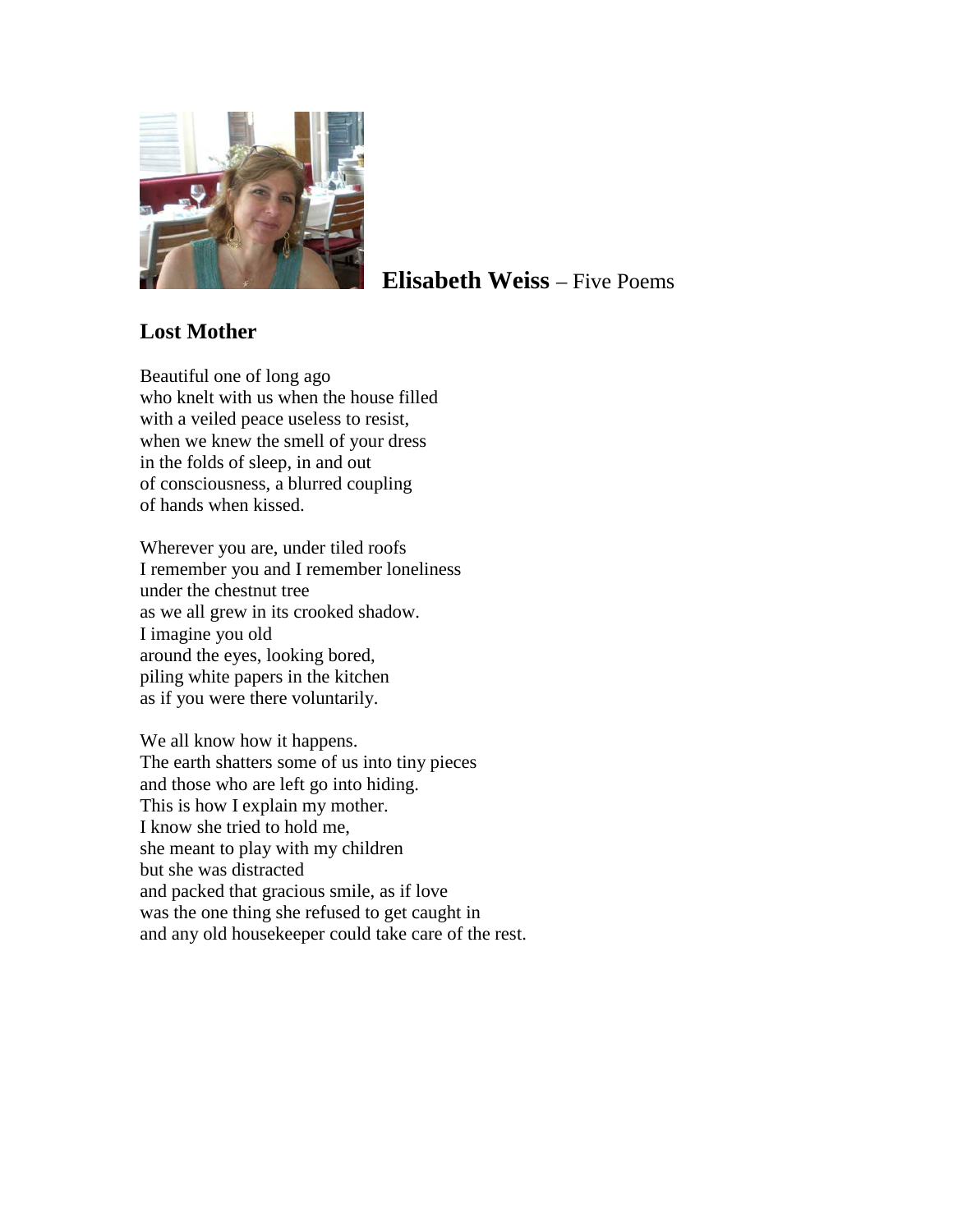**Elisabeth Weiss** – Five Poems

## Lost Mother

Beautiful one of long ago
who knelt with us when the house filled
with a veiled peace useless to resist,
when we knew the smell of your dress
in the folds of sleep, in and out
of consciousness, a blurred coupling
of hands when kissed.

Wherever you are, under tiled roofs
I remember you and I remember loneliness
under the chestnut tree
as we all grew in its crooked shadow.
I imagine you old
around the eyes, looking bored,
piling white papers in the kitchen
as if you were there voluntarily.

We all know how it happens.
The earth shatters some of us into tiny pieces
and those who are left go into hiding.
This is how I explain my mother.
I know she tried to hold me,
she meant to play with my children
but she was distracted
and packed that gracious smile, as if love
was the one thing she refused to get caught in
and any old housekeeper could take care of the rest.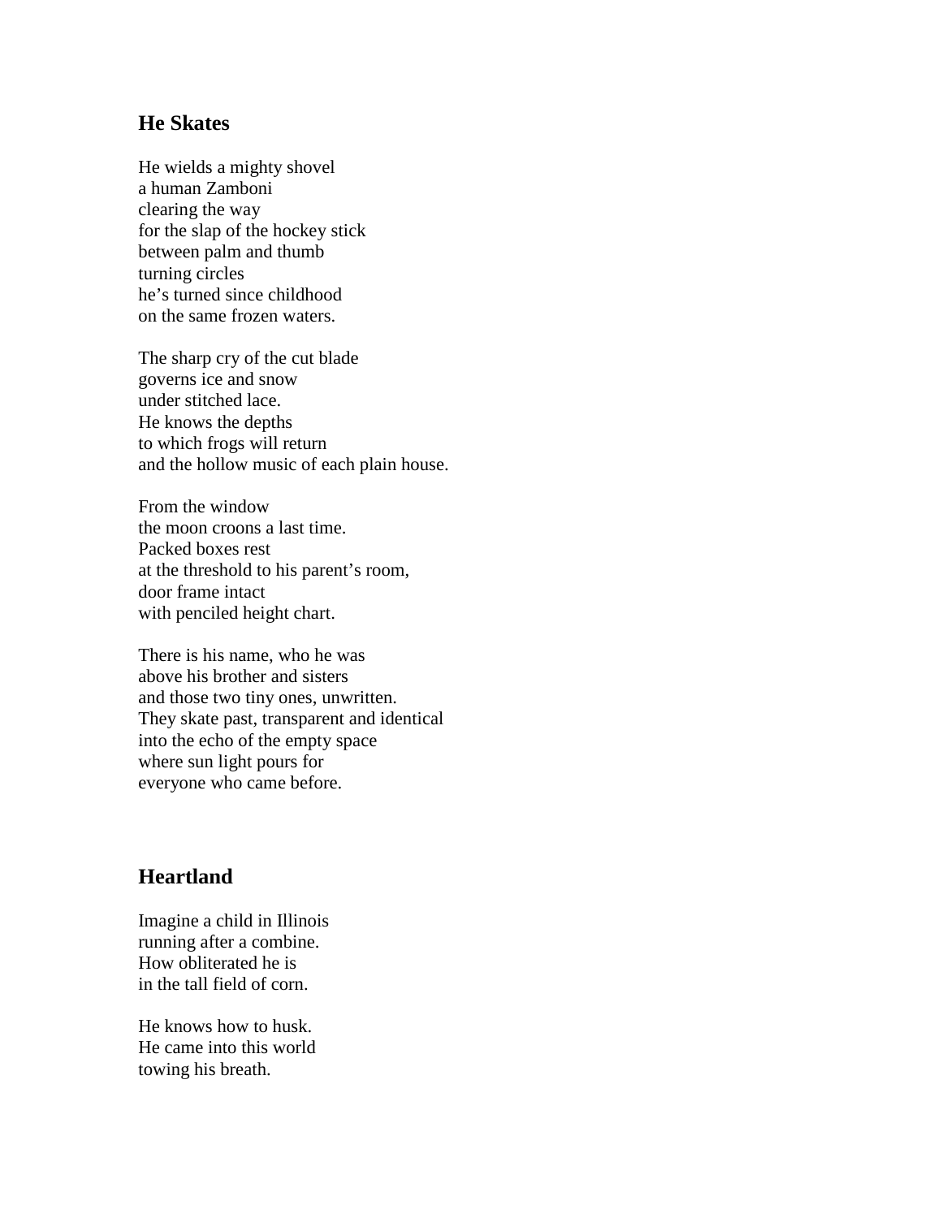## He Skates

He wields a mighty shovel  
a human Zamboni  
clearing the way  
for the slap of the hockey stick  
between palm and thumb  
turning circles  
he's turned since childhood  
on the same frozen waters.

The sharp cry of the cut blade  
governs ice and snow  
under stitched lace.  
He knows the depths  
to which frogs will return  
and the hollow music of each plain house.

From the window  
the moon croons a last time.  
Packed boxes rest  
at the threshold to his parent's room,  
door frame intact  
with penciled height chart.

There is his name, who he was  
above his brother and sisters  
and those two tiny ones, unwritten.  
They skate past, transparent and identical  
into the echo of the empty space  
where sun light pours for  
everyone who came before.

## Heartland

Imagine a child in Illinois  
running after a combine.  
How obliterated he is  
in the tall field of corn.

He knows how to husk.  
He came into this world  
towing his breath.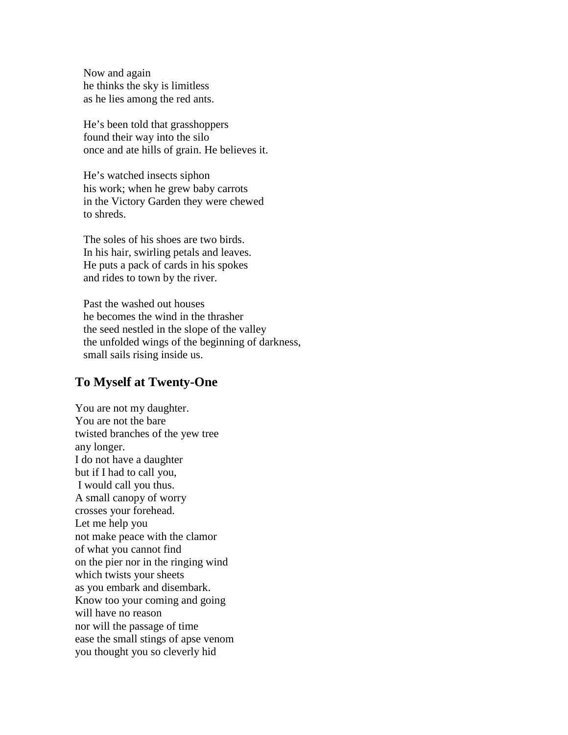Now and again  
he thinks the sky is limitless  
as he lies among the red ants.

He's been told that grasshoppers  
found their way into the silo  
once and ate hills of grain. He believes it.

He's watched insects siphon  
his work; when he grew baby carrots  
in the Victory Garden they were chewed  
to shreds.

The soles of his shoes are two birds.  
In his hair, swirling petals and leaves.  
He puts a pack of cards in his spokes  
and rides to town by the river.

Past the washed out houses  
he becomes the wind in the thrasher  
the seed nestled in the slope of the valley  
the unfolded wings of the beginning of darkness,  
small sails rising inside us.

## To Myself at Twenty-One

You are not my daughter.  
You are not the bare  
twisted branches of the yew tree  
any longer.  
I do not have a daughter  
but if I had to call you,  
I would call you thus.  
A small canopy of worry  
crosses your forehead.  
Let me help you  
not make peace with the clamor  
of what you cannot find  
on the pier nor in the ringing wind  
which twists your sheets  
as you embark and disembark.  
Know too your coming and going  
will have no reason  
nor will the passage of time  
ease the small stings of apse venom  
you thought you so cleverly hid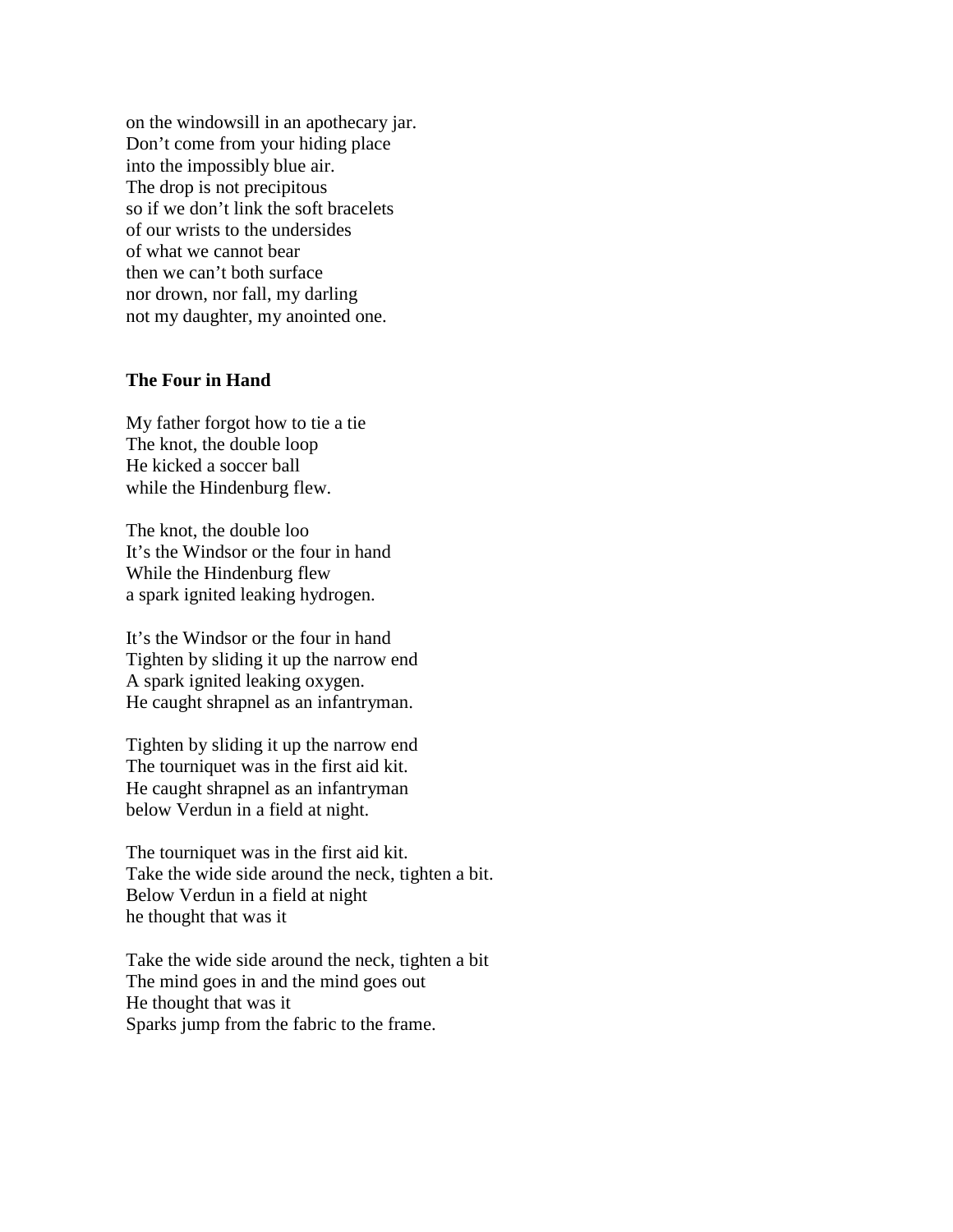on the windowsill in an apothecary jar.
Don't come from your hiding place
into the impossibly blue air.
The drop is not precipitous
so if we don't link the soft bracelets
of our wrists to the undersides
of what we cannot bear
then we can't both surface
nor drown, nor fall, my darling
not my daughter, my anointed one.

**The Four in Hand**

My father forgot how to tie a tie
The knot, the double loop
He kicked a soccer ball
while the Hindenburg flew.

The knot, the double loo
It's the Windsor or the four in hand
While the Hindenburg flew
a spark ignited leaking hydrogen.

It's the Windsor or the four in hand
Tighten by sliding it up the narrow end
A spark ignited leaking oxygen.
He caught shrapnel as an infantryman.

Tighten by sliding it up the narrow end
The tourniquet was in the first aid kit.
He caught shrapnel as an infantryman
below Verdun in a field at night.

The tourniquet was in the first aid kit.
Take the wide side around the neck, tighten a bit.
Below Verdun in a field at night
he thought that was it

Take the wide side around the neck, tighten a bit
The mind goes in and the mind goes out
He thought that was it
Sparks jump from the fabric to the frame.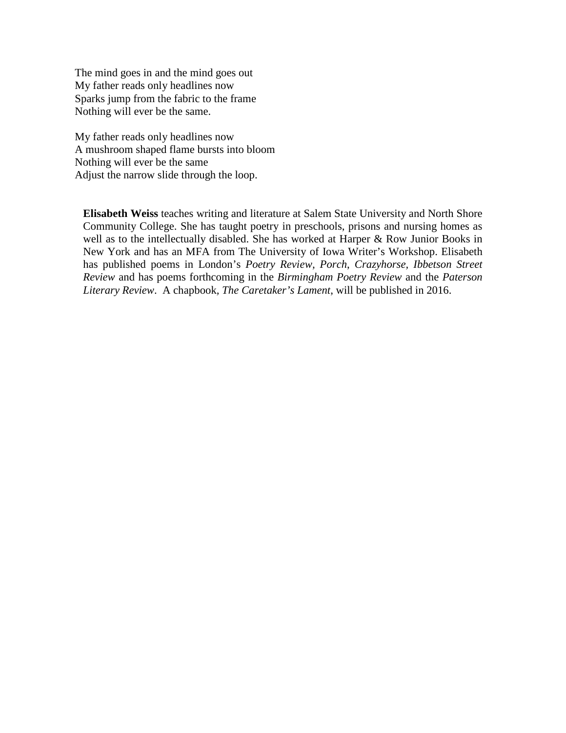The mind goes in and the mind goes out  
My father reads only headlines now  
Sparks jump from the fabric to the frame  
Nothing will ever be the same.

My father reads only headlines now  
A mushroom shaped flame bursts into bloom  
Nothing will ever be the same  
Adjust the narrow slide through the loop.

**Elisabeth Weiss** teaches writing and literature at Salem State University and North Shore Community College. She has taught poetry in preschools, prisons and nursing homes as well as to the intellectually disabled. She has worked at Harper & Row Junior Books in New York and has an MFA from The University of Iowa Writer's Workshop. Elisabeth has published poems in London's *Poetry Review*, *Porch*, *Crazyhorse*, *Ibbetson Street Review* and has poems forthcoming in the *Birmingham Poetry Review* and the *Paterson Literary Review*. A chapbook, *The Caretaker's Lament*, will be published in 2016.